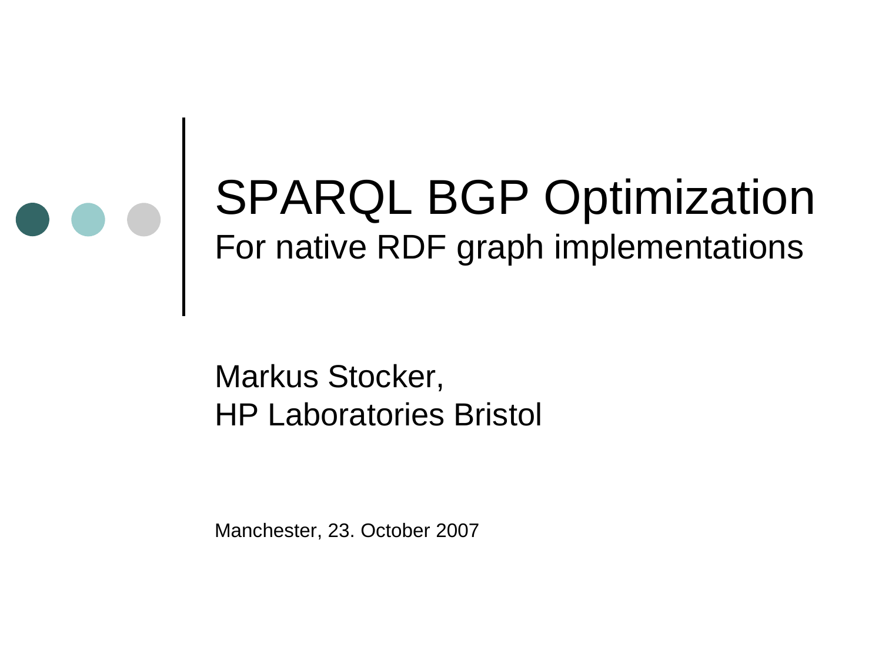# SPARQL BGP Optimization

## For native RDF graph implementations

Markus Stocker,
HP Laboratories Bristol

Manchester, 23. October 2007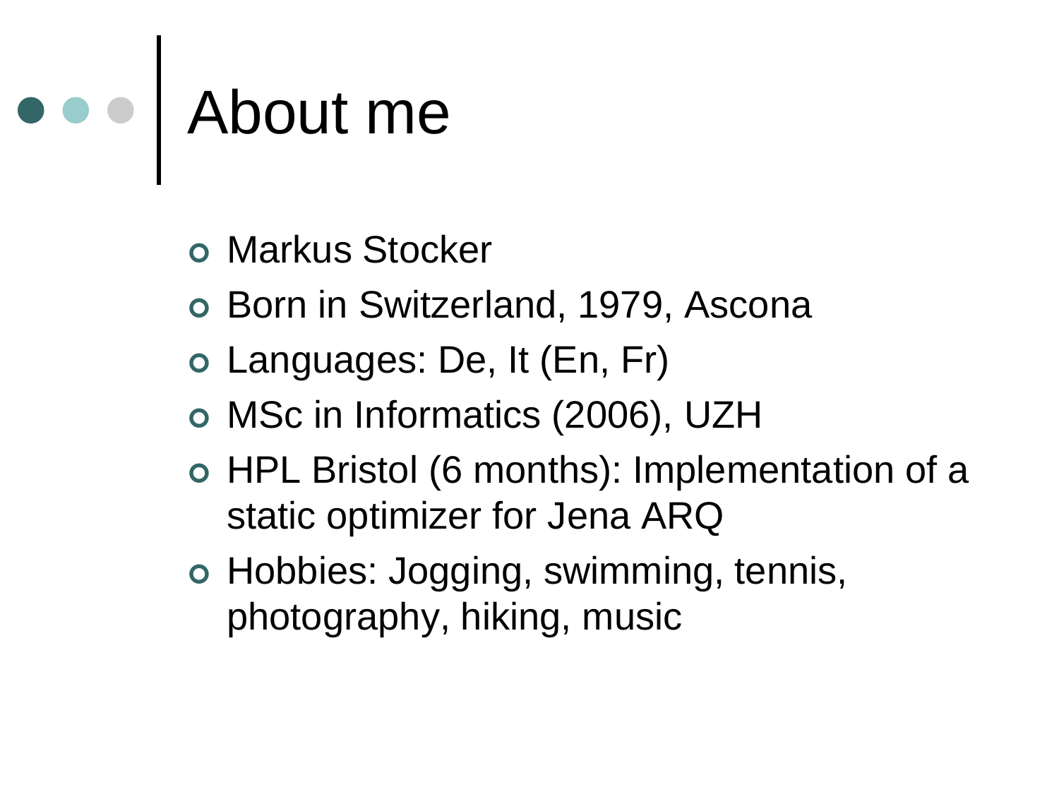# About me

- Markus Stocker
- Born in Switzerland, 1979, Ascona
- Languages: De, It (En, Fr)
- MSc in Informatics (2006), UZH
- HPL Bristol (6 months): Implementation of a static optimizer for Jena ARQ
- Hobbies: Jogging, swimming, tennis, photography, hiking, music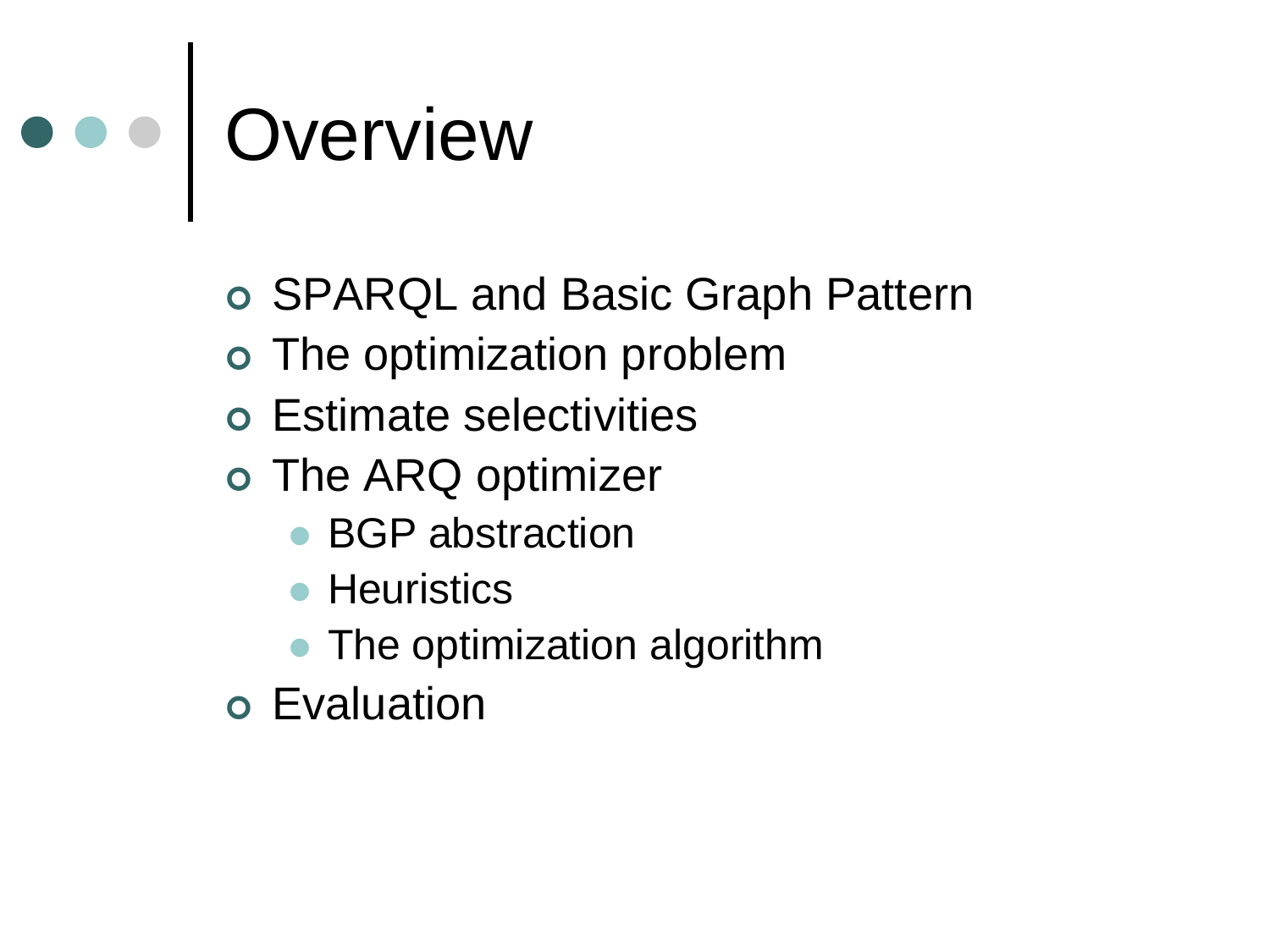# Overview

- SPARQL and Basic Graph Pattern
- The optimization problem
- Estimate selectivities
- The ARQ optimizer
  - BGP abstraction
  - Heuristics
  - The optimization algorithm
- Evaluation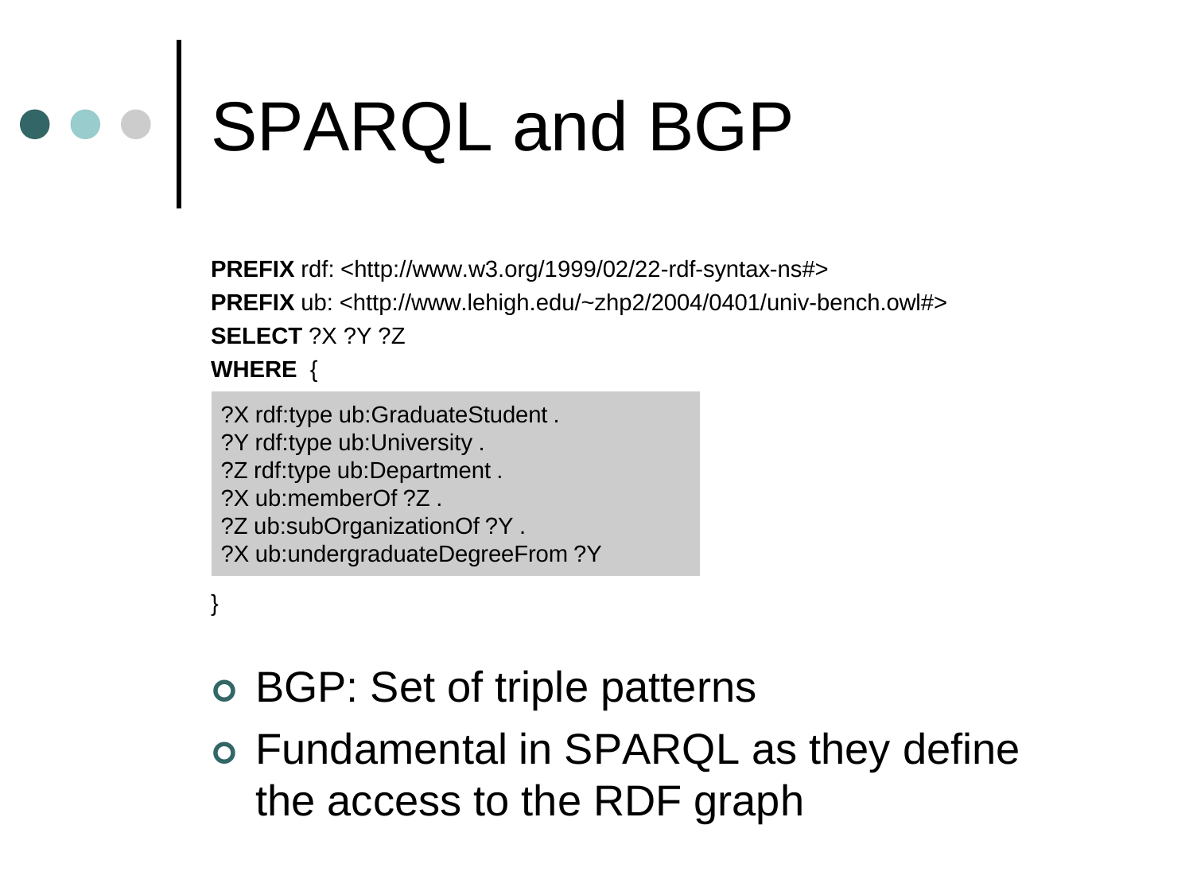# SPARQL and BGP

```
PREFIX rdf: <http://www.w3.org/1999/02/22-rdf-syntax-ns#>
PREFIX ub: <http://www.lehigh.edu/~zhp2/2004/0401/univ-bench.owl#>
SELECT ?X ?Y ?Z
WHERE {
  ?X rdf:type ub:GraduateStudent .
  ?Y rdf:type ub:University .
  ?Z rdf:type ub:Department .
  ?X ub:memberOf ?Z .
  ?Z ub:subOrganizationOf ?Y .
  ?X ub:undergraduateDegreeFrom ?Y
}
```

- BGP: Set of triple patterns
- Fundamental in SPARQL as they define the access to the RDF graph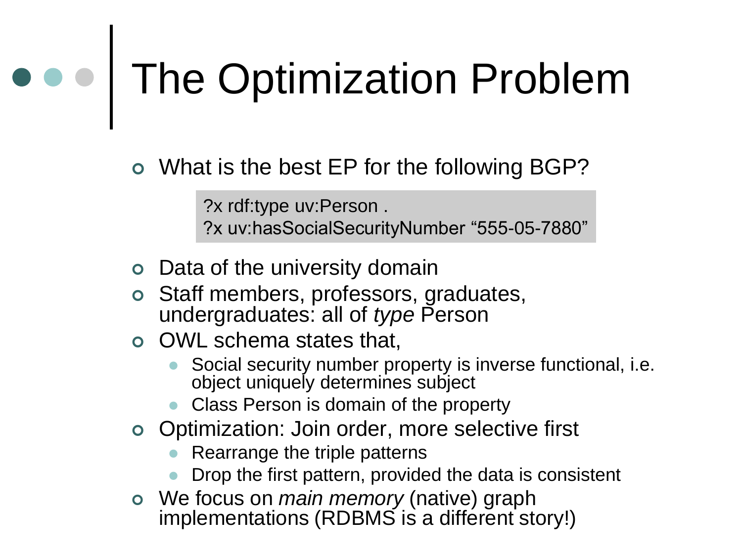# The Optimization Problem

- What is the best EP for the following BGP?

```
?x rdf:type uv:Person .
?x uv:hasSocialSecurityNumber "555-05-7880"
```

- Data of the university domain
- Staff members, professors, graduates, undergraduates: all of *type* Person
- OWL schema states that,
  - Social security number property is inverse functional, i.e. object uniquely determines subject
  - Class Person is domain of the property
- Optimization: Join order, more selective first
  - Rearrange the triple patterns
  - Drop the first pattern, provided the data is consistent
- We focus on *main memory* (native) graph implementations (RDBMS is a different story!)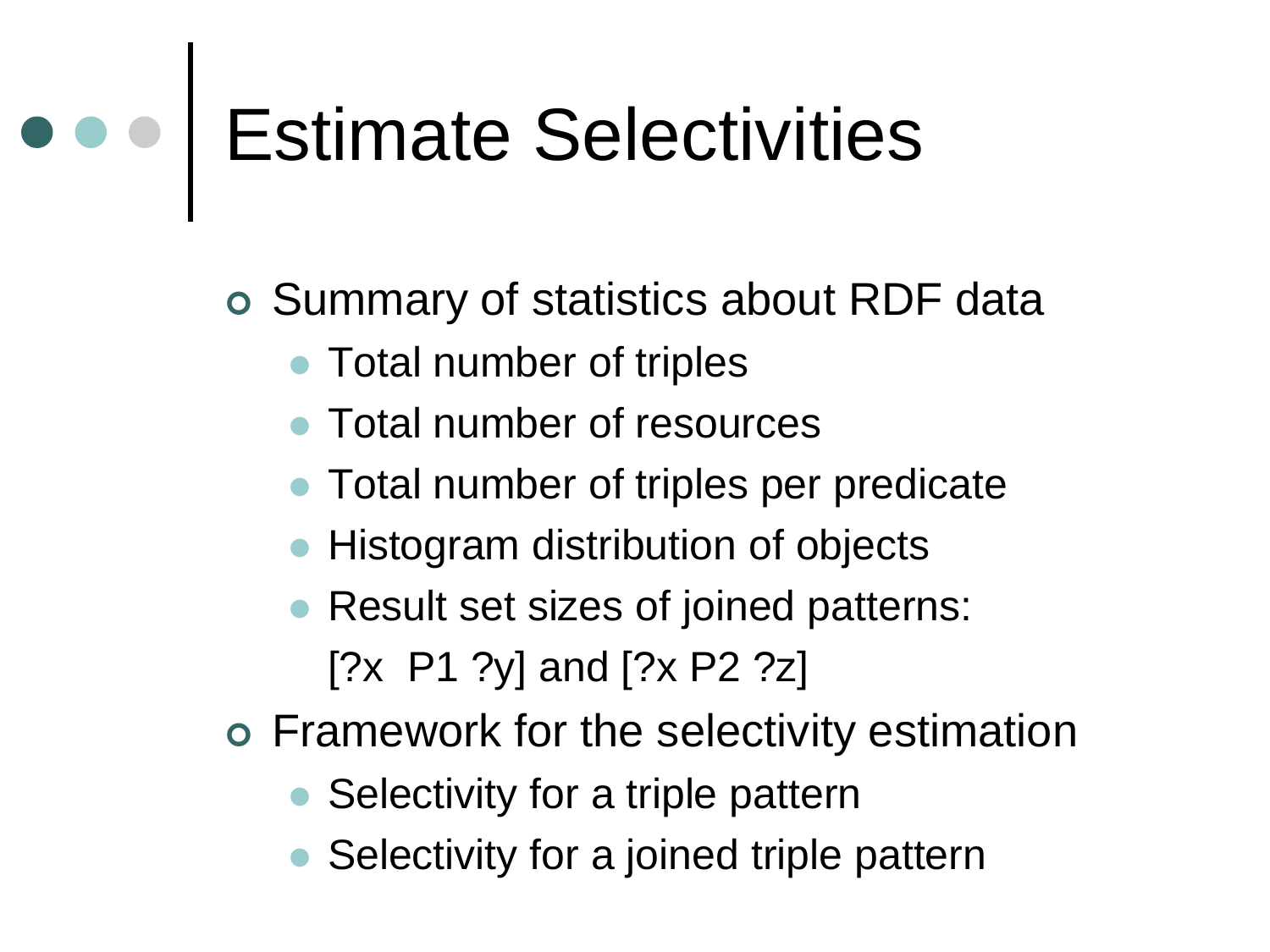# Estimate Selectivities

- Summary of statistics about RDF data
  - Total number of triples
  - Total number of resources
  - Total number of triples per predicate
  - Histogram distribution of objects
  - Result set sizes of joined patterns:
    [?x  P1 ?y] and [?x P2 ?z]
- Framework for the selectivity estimation
  - Selectivity for a triple pattern
  - Selectivity for a joined triple pattern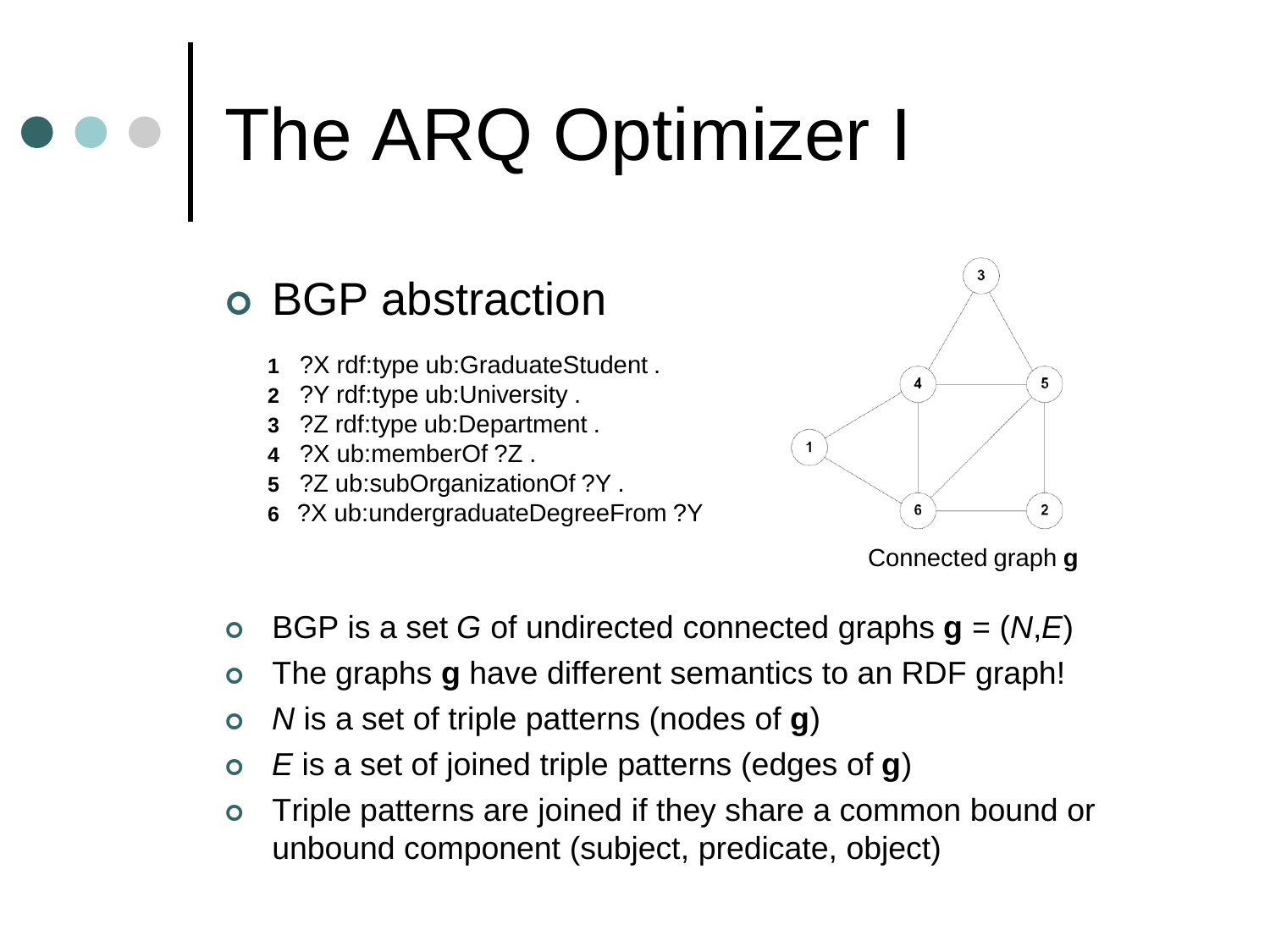# The ARQ Optimizer I

- BGP abstraction

  1. ?X rdf:type ub:GraduateStudent .
  2. ?Y rdf:type ub:University .
  3. ?Z rdf:type ub:Department .
  4. ?X ub:memberOf ?Z .
  5. ?Z ub:subOrganizationOf ?Y .
  6. ?X ub:undergraduateDegreeFrom ?Y

Connected graph **g**

- BGP is a set *G* of undirected connected graphs **g** = (*N*,*E*)
- The graphs **g** have different semantics to an RDF graph!
- *N* is a set of triple patterns (nodes of **g**)
- *E* is a set of joined triple patterns (edges of **g**)
- Triple patterns are joined if they share a common bound or unbound component (subject, predicate, object)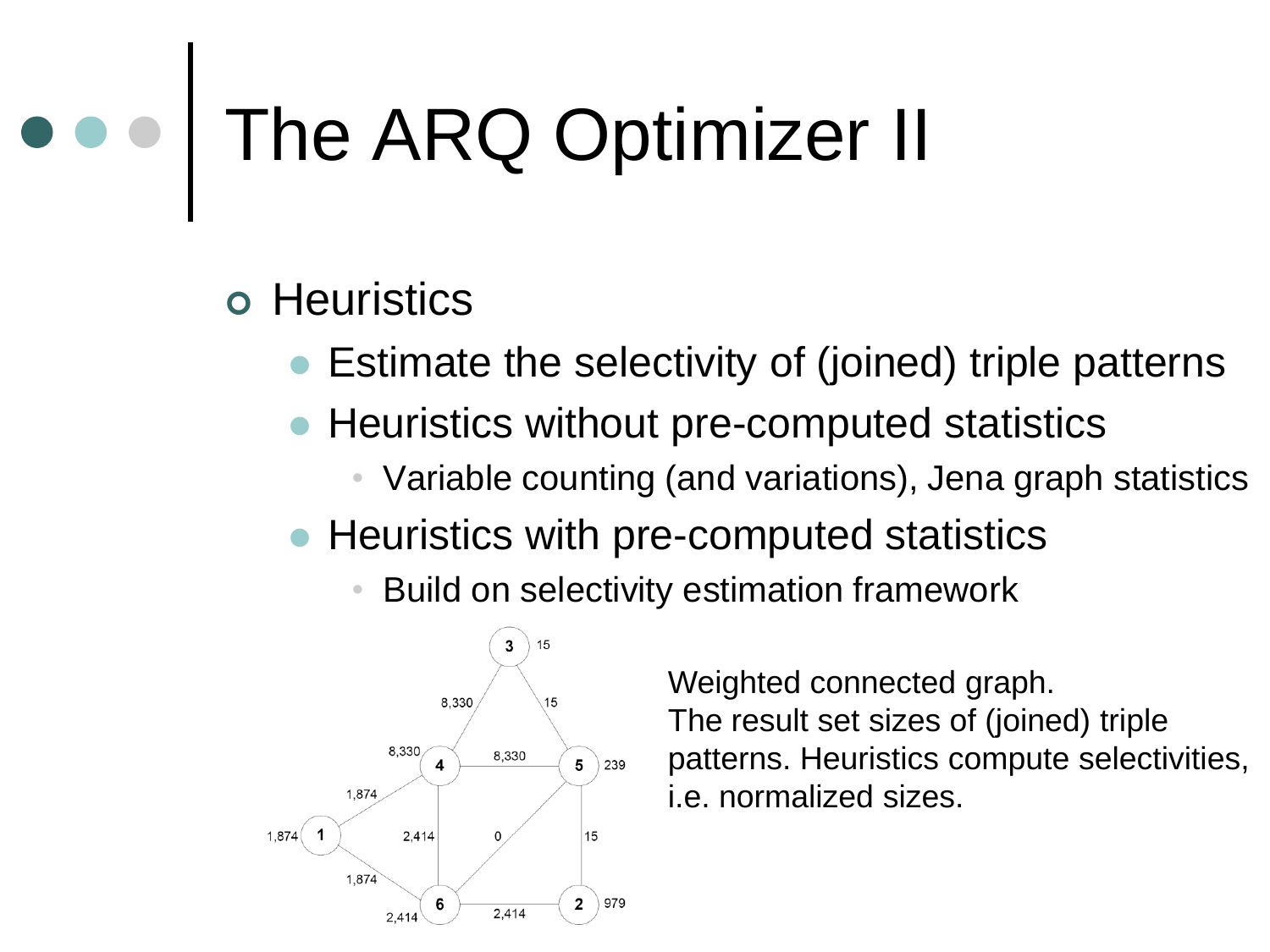# The ARQ Optimizer II

- Heuristics
  - Estimate the selectivity of (joined) triple patterns
  - Heuristics without pre-computed statistics
    - Variable counting (and variations), Jena graph statistics
  - Heuristics with pre-computed statistics
    - Build on selectivity estimation framework

Weighted connected graph.
The result set sizes of (joined) triple patterns. Heuristics compute selectivities, i.e. normalized sizes.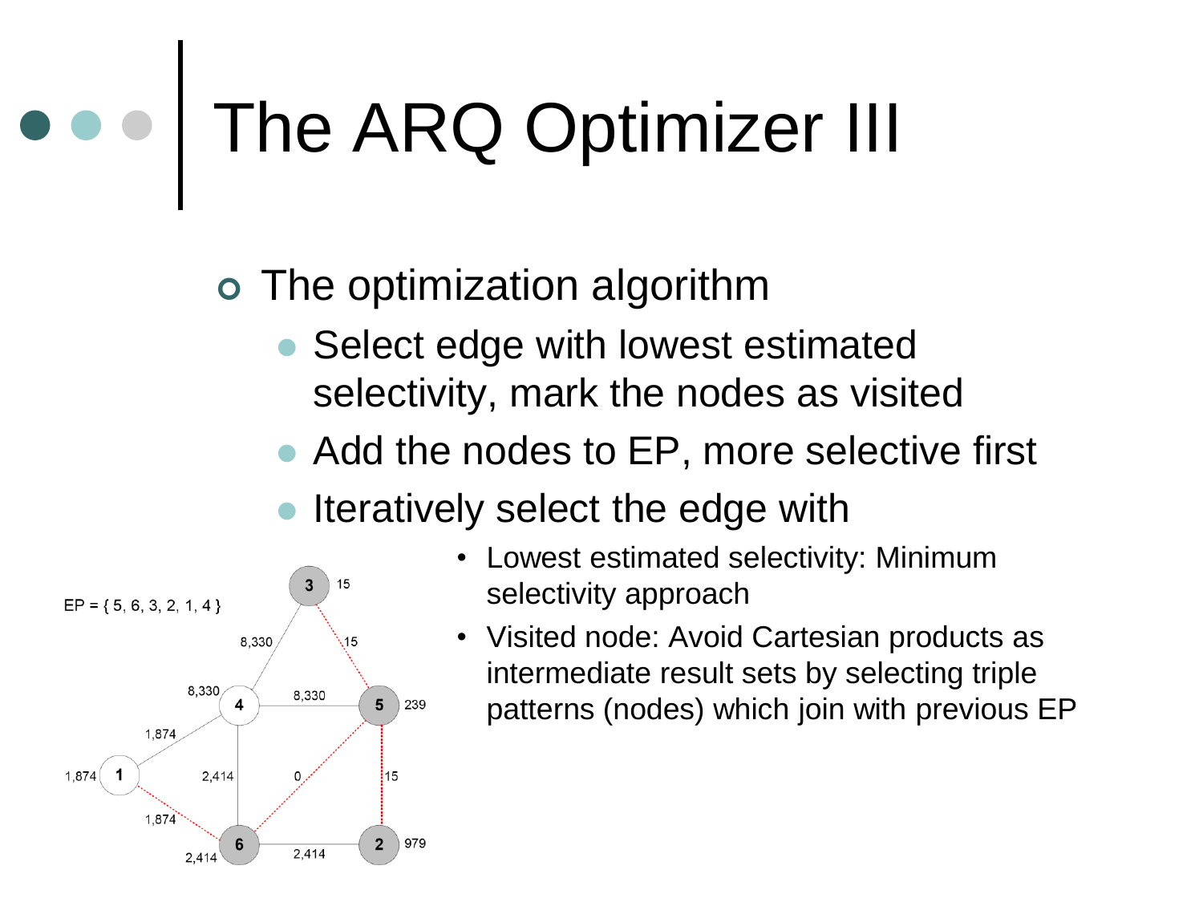# The ARQ Optimizer III

- The optimization algorithm
  - Select edge with lowest estimated selectivity, mark the nodes as visited
  - Add the nodes to EP, more selective first
  - Iteratively select the edge with
    - Lowest estimated selectivity: Minimum selectivity approach
    - Visited node: Avoid Cartesian products as intermediate result sets by selecting triple patterns (nodes) which join with previous EP

EP = { 5, 6, 3, 2, 1, 4 }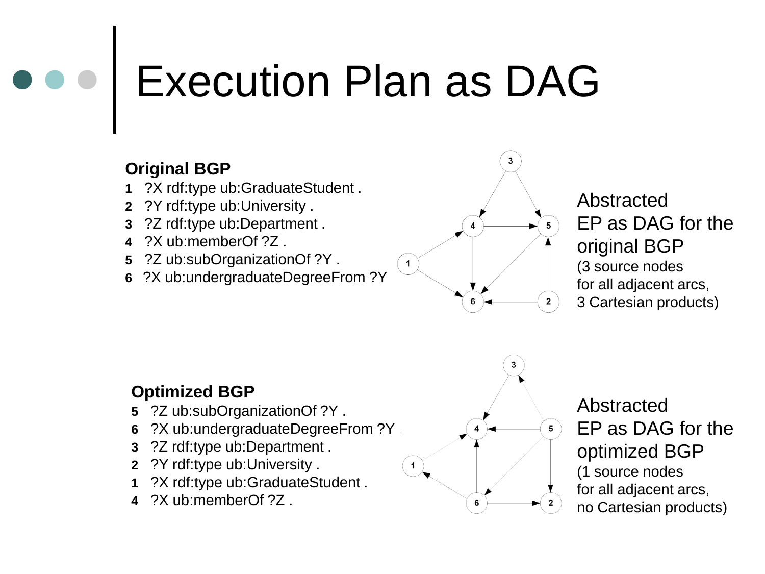# Execution Plan as DAG

**Original BGP**

1. ?X rdf:type ub:GraduateStudent .
2. ?Y rdf:type ub:University .
3. ?Z rdf:type ub:Department .
4. ?X ub:memberOf ?Z .
5. ?Z ub:subOrganizationOf ?Y .
6. ?X ub:undergraduateDegreeFrom ?Y

Abstracted EP as DAG for the original BGP
(3 source nodes for all adjacent arcs, 3 Cartesian products)

**Optimized BGP**

5. ?Z ub:subOrganizationOf ?Y .
6. ?X ub:undergraduateDegreeFrom ?Y .
3. ?Z rdf:type ub:Department .
2. ?Y rdf:type ub:University .
1. ?X rdf:type ub:GraduateStudent .
4. ?X ub:memberOf ?Z .

Abstracted EP as DAG for the optimized BGP
(1 source nodes for all adjacent arcs, no Cartesian products)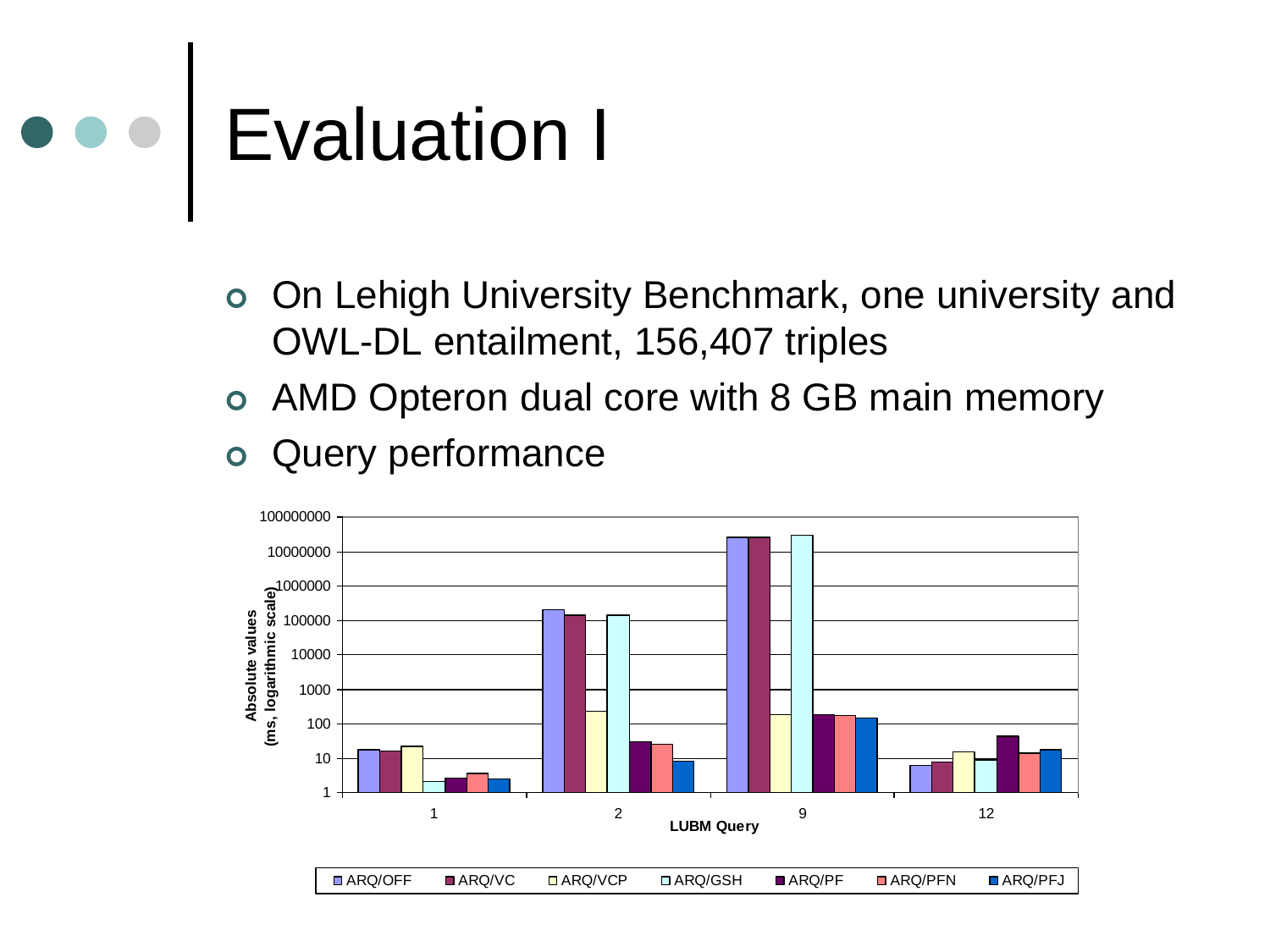# Evaluation I

- On Lehigh University Benchmark, one university and OWL-DL entailment, 156,407 triples
- AMD Opteron dual core with 8 GB main memory
- Query performance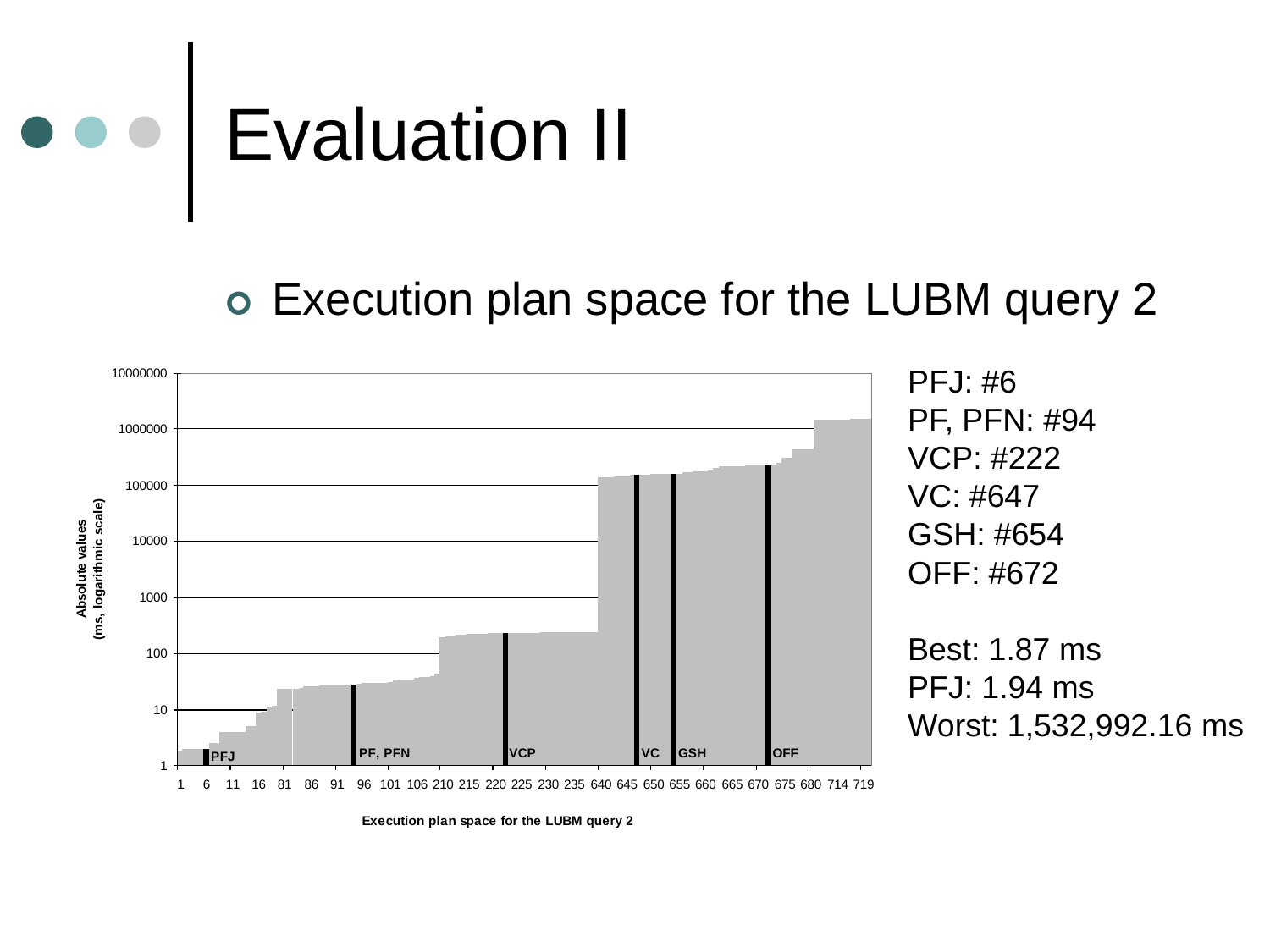# Evaluation II

- Execution plan space for the LUBM query 2

PFJ: #6
PF, PFN: #94
VCP: #222
VC: #647
GSH: #654
OFF: #672

Best: 1.87 ms
PFJ: 1.94 ms
Worst: 1,532,992.16 ms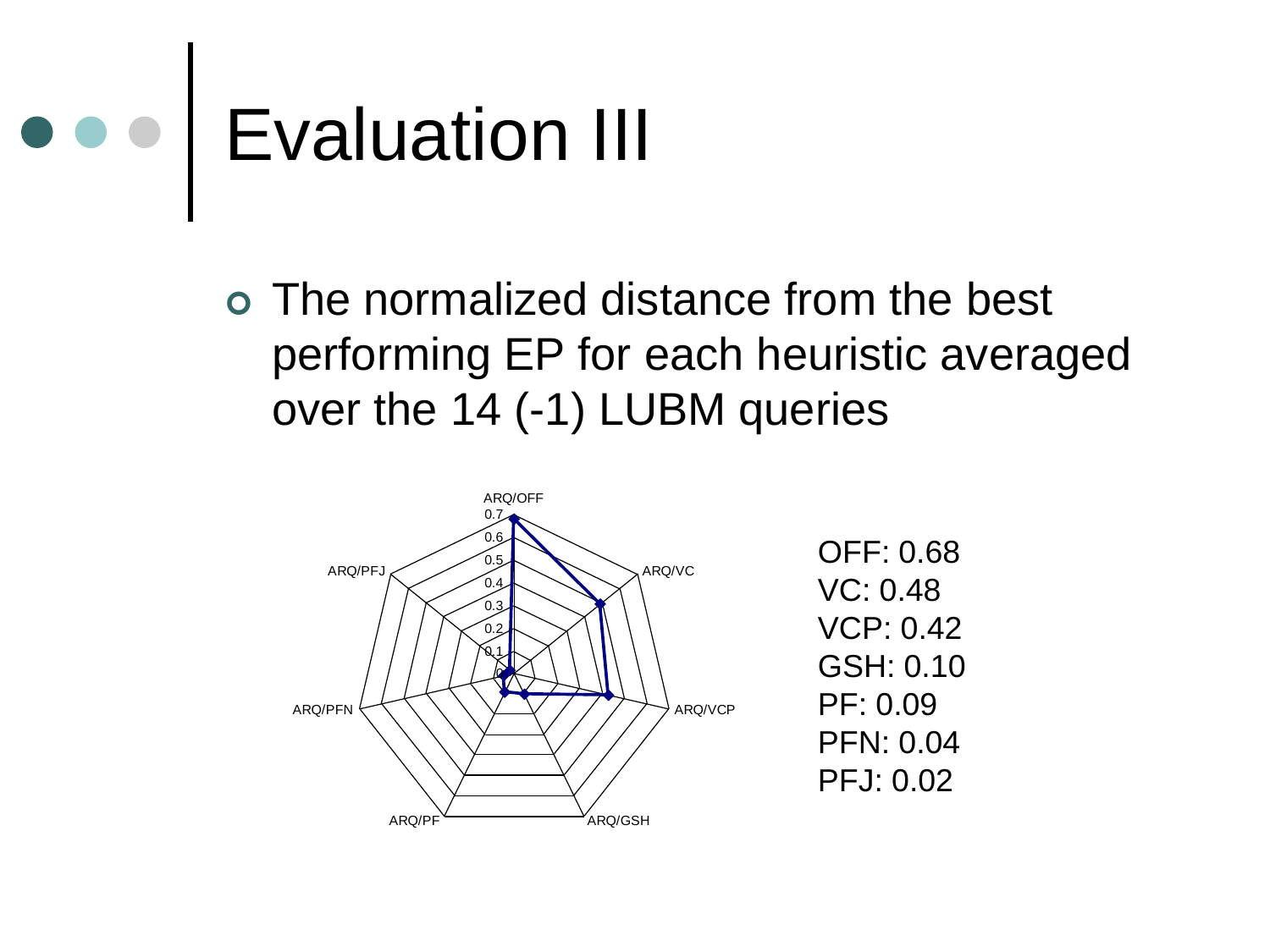# Evaluation III

- The normalized distance from the best performing EP for each heuristic averaged over the 14 (-1) LUBM queries

OFF: 0.68
VC: 0.48
VCP: 0.42
GSH: 0.10
PF: 0.09
PFN: 0.04
PFJ: 0.02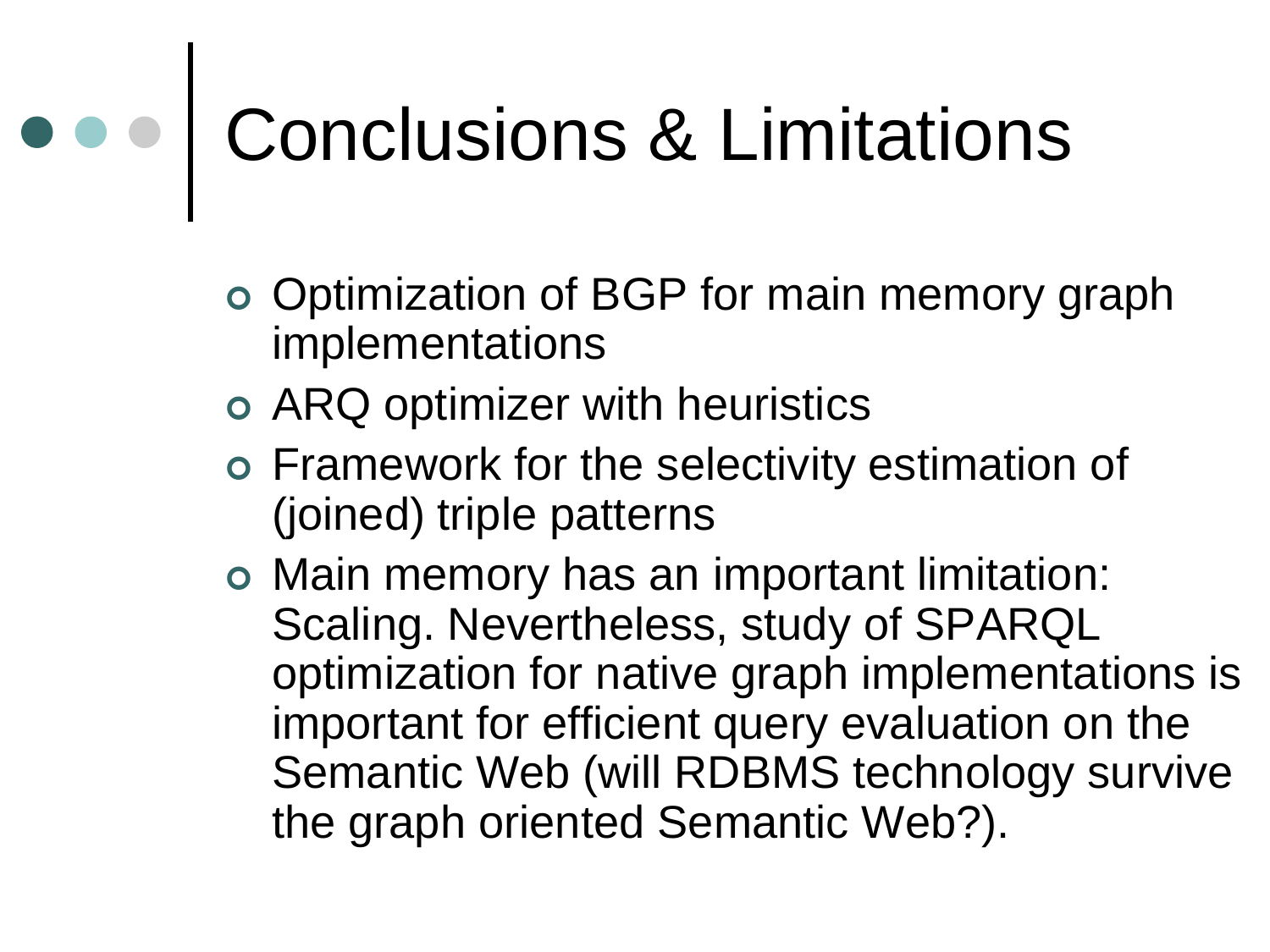# Conclusions & Limitations

- Optimization of BGP for main memory graph implementations
- ARQ optimizer with heuristics
- Framework for the selectivity estimation of (joined) triple patterns
- Main memory has an important limitation: Scaling. Nevertheless, study of SPARQL optimization for native graph implementations is important for efficient query evaluation on the Semantic Web (will RDBMS technology survive the graph oriented Semantic Web?).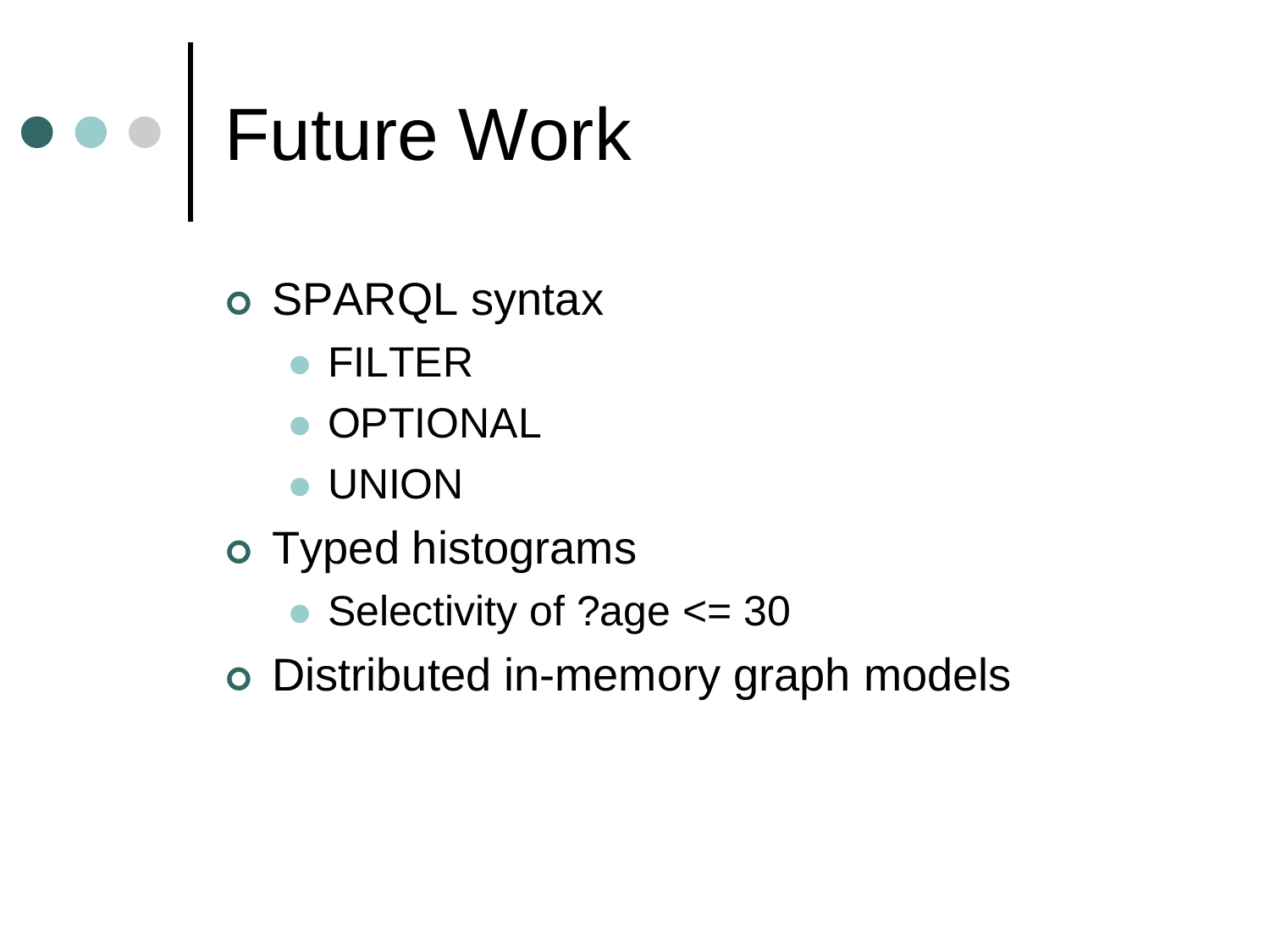# Future Work

- SPARQL syntax
  - FILTER
  - OPTIONAL
  - UNION
- Typed histograms
  - Selectivity of ?age <= 30
- Distributed in-memory graph models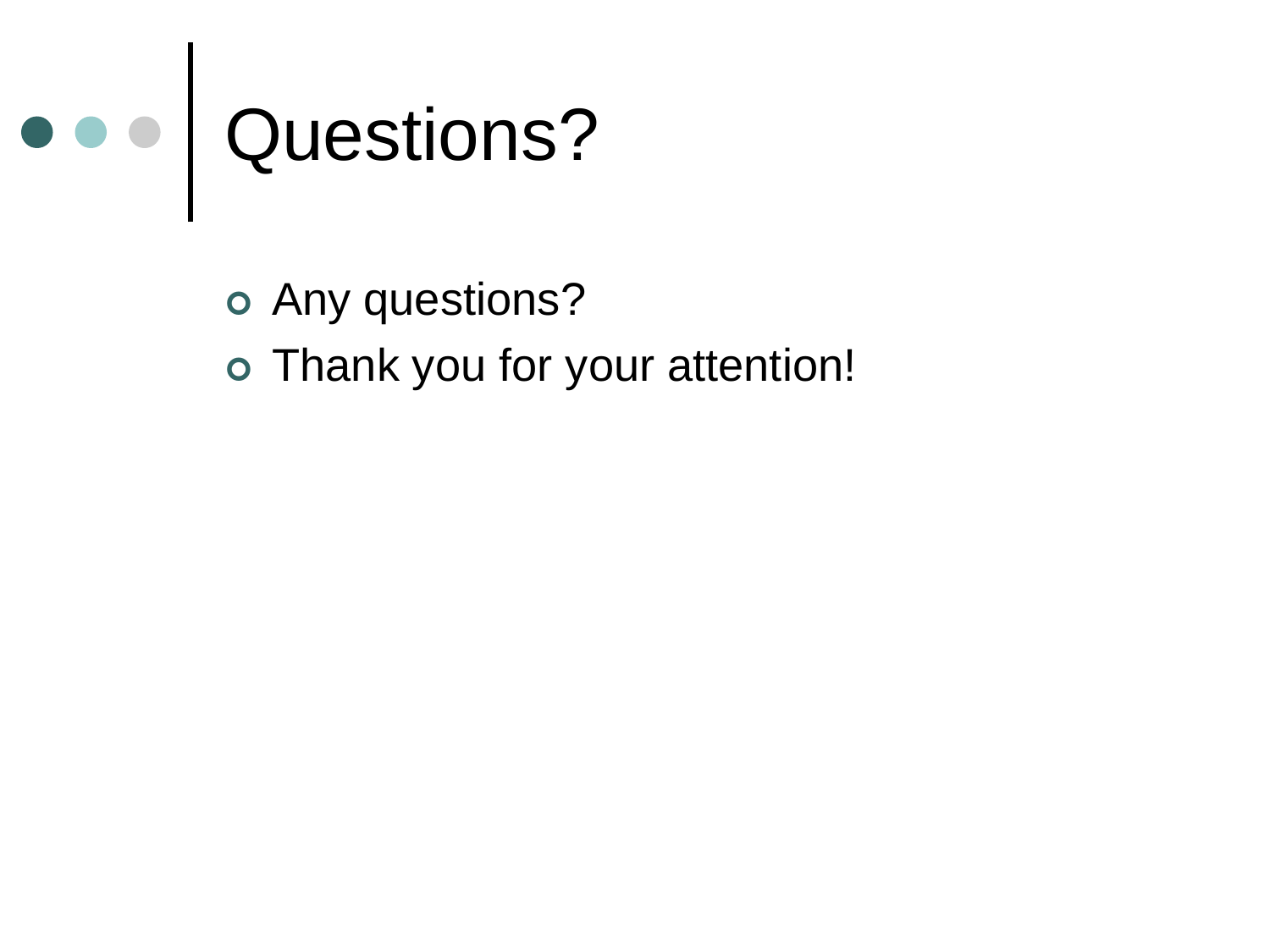# Questions?

- Any questions?
- Thank you for your attention!